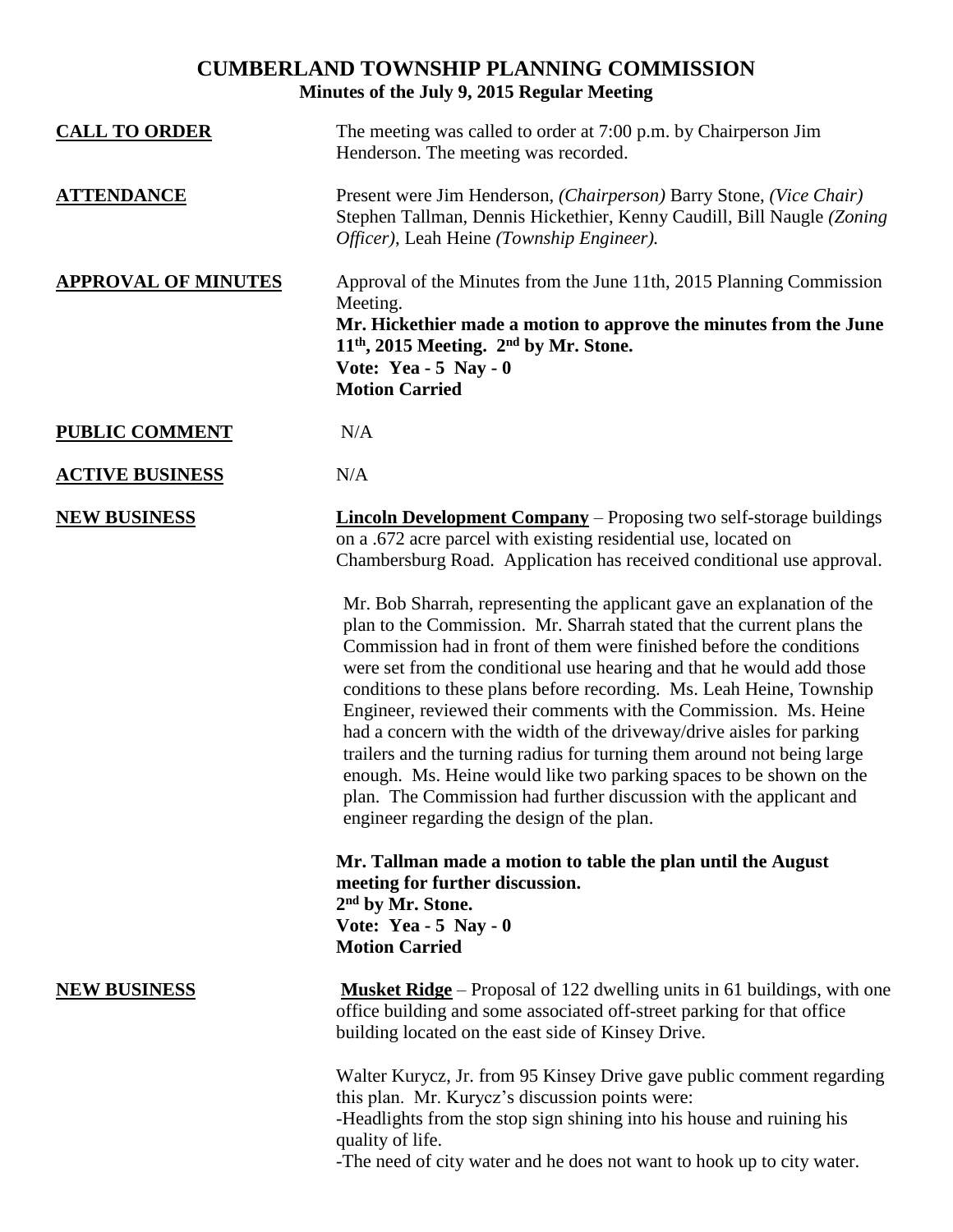# CUMBERLAND TOWNSHIP PLANNING COMMISSION

## Minutes of the July 9, 2015 Regular Meeting

**CALL TO ORDER**

The meeting was called to order at 7:00 p.m. by Chairperson Jim Henderson. The meeting was recorded.

**ATTENDANCE**

Present were Jim Henderson, *(Chairperson)* Barry Stone, *(Vice Chair)* Stephen Tallman, Dennis Hickethier, Kenny Caudill, Bill Naugle *(Zoning Officer)*, Leah Heine *(Township Engineer).*

**APPROVAL OF MINUTES**

Approval of the Minutes from the June 11th, 2015 Planning Commission Meeting.

**Mr. Hickethier made a motion to approve the minutes from the June 11th, 2015 Meeting. 2nd by Mr. Stone.**
**Vote: Yea - 5 Nay - 0**
**Motion Carried**

**PUBLIC COMMENT**

N/A

**ACTIVE BUSINESS**

N/A

**NEW BUSINESS**

**Lincoln Development Company** – Proposing two self-storage buildings on a .672 acre parcel with existing residential use, located on Chambersburg Road. Application has received conditional use approval.

Mr. Bob Sharrah, representing the applicant gave an explanation of the plan to the Commission. Mr. Sharrah stated that the current plans the Commission had in front of them were finished before the conditions were set from the conditional use hearing and that he would add those conditions to these plans before recording. Ms. Leah Heine, Township Engineer, reviewed their comments with the Commission. Ms. Heine had a concern with the width of the driveway/drive aisles for parking trailers and the turning radius for turning them around not being large enough. Ms. Heine would like two parking spaces to be shown on the plan. The Commission had further discussion with the applicant and engineer regarding the design of the plan.

**Mr. Tallman made a motion to table the plan until the August meeting for further discussion.**
**2nd by Mr. Stone.**
**Vote: Yea - 5 Nay - 0**
**Motion Carried**

**NEW BUSINESS**

**Musket Ridge** – Proposal of 122 dwelling units in 61 buildings, with one office building and some associated off-street parking for that office building located on the east side of Kinsey Drive.

Walter Kurycz, Jr. from 95 Kinsey Drive gave public comment regarding this plan. Mr. Kurycz's discussion points were:

-Headlights from the stop sign shining into his house and ruining his quality of life.
-The need of city water and he does not want to hook up to city water.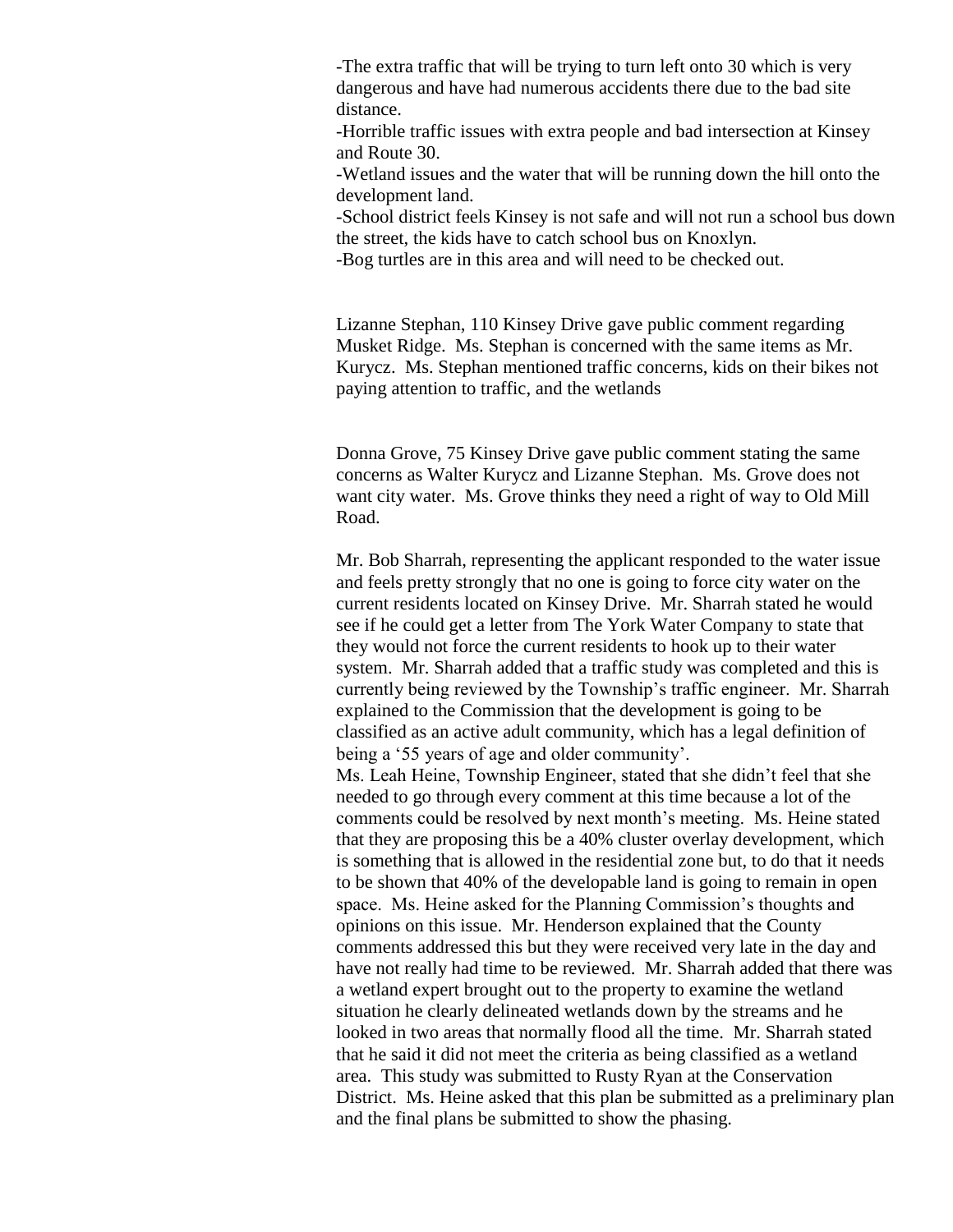-The extra traffic that will be trying to turn left onto 30 which is very dangerous and have had numerous accidents there due to the bad site distance.

-Horrible traffic issues with extra people and bad intersection at Kinsey and Route 30.

-Wetland issues and the water that will be running down the hill onto the development land.

-School district feels Kinsey is not safe and will not run a school bus down the street, the kids have to catch school bus on Knoxlyn.

-Bog turtles are in this area and will need to be checked out.

Lizanne Stephan, 110 Kinsey Drive gave public comment regarding Musket Ridge. Ms. Stephan is concerned with the same items as Mr. Kurycz. Ms. Stephan mentioned traffic concerns, kids on their bikes not paying attention to traffic, and the wetlands

Donna Grove, 75 Kinsey Drive gave public comment stating the same concerns as Walter Kurycz and Lizanne Stephan. Ms. Grove does not want city water. Ms. Grove thinks they need a right of way to Old Mill Road.

Mr. Bob Sharrah, representing the applicant responded to the water issue and feels pretty strongly that no one is going to force city water on the current residents located on Kinsey Drive. Mr. Sharrah stated he would see if he could get a letter from The York Water Company to state that they would not force the current residents to hook up to their water system. Mr. Sharrah added that a traffic study was completed and this is currently being reviewed by the Township's traffic engineer. Mr. Sharrah explained to the Commission that the development is going to be classified as an active adult community, which has a legal definition of being a '55 years of age and older community'.

Ms. Leah Heine, Township Engineer, stated that she didn't feel that she needed to go through every comment at this time because a lot of the comments could be resolved by next month's meeting. Ms. Heine stated that they are proposing this be a 40% cluster overlay development, which is something that is allowed in the residential zone but, to do that it needs to be shown that 40% of the developable land is going to remain in open space. Ms. Heine asked for the Planning Commission's thoughts and opinions on this issue. Mr. Henderson explained that the County comments addressed this but they were received very late in the day and have not really had time to be reviewed. Mr. Sharrah added that there was a wetland expert brought out to the property to examine the wetland situation he clearly delineated wetlands down by the streams and he looked in two areas that normally flood all the time. Mr. Sharrah stated that he said it did not meet the criteria as being classified as a wetland area. This study was submitted to Rusty Ryan at the Conservation District. Ms. Heine asked that this plan be submitted as a preliminary plan and the final plans be submitted to show the phasing.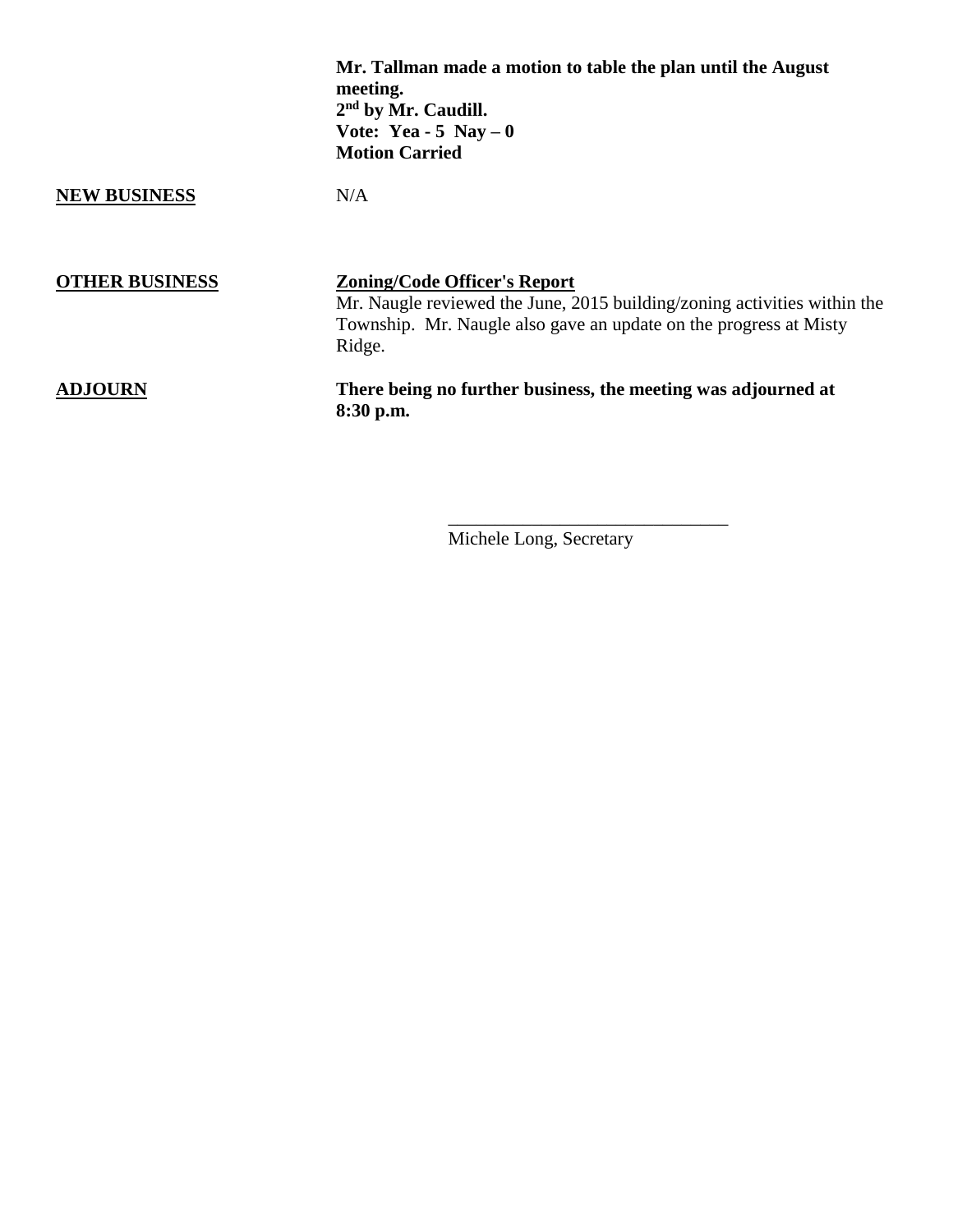**Mr. Tallman made a motion to table the plan until the August meeting.**
**2nd by Mr. Caudill.**
**Vote: Yea - 5 Nay – 0**
**Motion Carried**

**NEW BUSINESS**

N/A

**OTHER BUSINESS**

**Zoning/Code Officer's Report**
Mr. Naugle reviewed the June, 2015 building/zoning activities within the Township. Mr. Naugle also gave an update on the progress at Misty Ridge.

**ADJOURN**

**There being no further business, the meeting was adjourned at 8:30 p.m.**

_______________________________
Michele Long, Secretary